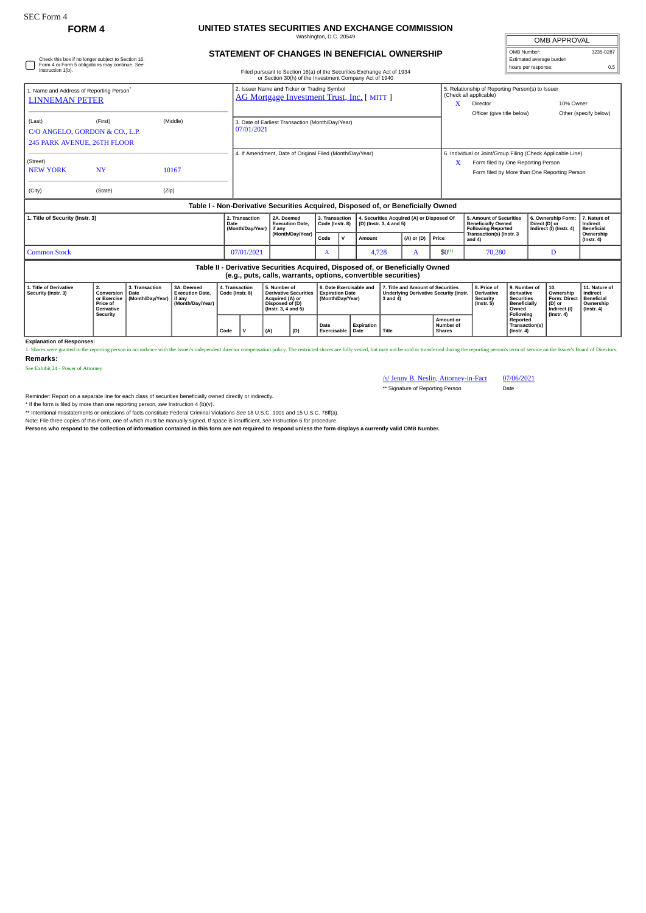SEC Form 4

# FORM 4

## UNITED STATES SECURITIES AND EXCHANGE COMMISSION

Washington, D.C. 20549

## STATEMENT OF CHANGES IN BENEFICIAL OWNERSHIP

Filed pursuant to Section 16(a) of the Securities Exchange Act of 1934 or Section 30(h) of the Investment Company Act of 1940

| OMB APPROVAL | |
|---|---|
| OMB Number: | 3235-0287 |
| Estimated average burden | |
| hours per response: | 0.5 |

☐ Check this box if no longer subject to Section 16. Form 4 or Form 5 obligations may continue. *See* Instruction 1(b).

1. Name and Address of Reporting Person*
LINNEMAN PETER

(Last) (First) (Middle)
C/O ANGELO, GORDON & CO., L.P.
245 PARK AVENUE, 26TH FLOOR

(Street)
NEW YORK NY 10167

(City) (State) (Zip)

2. Issuer Name **and** Ticker or Trading Symbol
AG Mortgage Investment Trust, Inc. [ MITT ]

3. Date of Earliest Transaction (Month/Day/Year)
07/01/2021

4. If Amendment, Date of Original Filed (Month/Day/Year)

5. Relationship of Reporting Person(s) to Issuer (Check all applicable)
X Director
10% Owner
Officer (give title below)
Other (specify below)

6. Individual or Joint/Group Filing (Check Applicable Line)
X Form filed by One Reporting Person
Form filed by More than One Reporting Person

### Table I - Non-Derivative Securities Acquired, Disposed of, or Beneficially Owned

| 1. Title of Security (Instr. 3) | 2. Transaction Date (Month/Day/Year) | 2A. Deemed Execution Date, if any (Month/Day/Year) | 3. Transaction Code (Instr. 8) | | 4. Securities Acquired (A) or Disposed Of (D) (Instr. 3, 4 and 5) | | | 5. Amount of Securities Beneficially Owned Following Reported Transaction(s) (Instr. 3 and 4) | 6. Ownership Form: Direct (D) or Indirect (I) (Instr. 4) | 7. Nature of Indirect Beneficial Ownership (Instr. 4) |
|---|---|---|---|---|---|---|---|---|---|---|
| | | | Code | V | Amount | (A) or (D) | Price | | | |
| Common Stock | 07/01/2021 | | A | | 4,728 | A | $0[1] | 70,280 | D | |

### Table II - Derivative Securities Acquired, Disposed of, or Beneficially Owned (e.g., puts, calls, warrants, options, convertible securities)

| 1. Title of Derivative Security (Instr. 3) | 2. Conversion or Exercise Price of Derivative Security | 3. Transaction Date (Month/Day/Year) | 3A. Deemed Execution Date, if any (Month/Day/Year) | 4. Transaction Code (Instr. 8) | | 5. Number of Derivative Securities Acquired (A) or Disposed of (D) (Instr. 3, 4 and 5) | | 6. Date Exercisable and Expiration Date (Month/Day/Year) | | 7. Title and Amount of Securities Underlying Derivative Security (Instr. 3 and 4) | | 8. Price of Derivative Security (Instr. 5) | 9. Number of derivative Securities Beneficially Owned Following Reported Transaction(s) (Instr. 4) | 10. Ownership Form: Direct (D) or Indirect (I) (Instr. 4) | 11. Nature of Indirect Beneficial Ownership (Instr. 4) |
|---|---|---|---|---|---|---|---|---|---|---|---|---|---|---|---|
| | | | | Code | V | (A) | (D) | Date Exercisable | Expiration Date | Title | Amount or Number of Shares | | | | |

**Explanation of Responses:**

1. Shares were granted to the reporting person in accordance with the Issuer's independent director compensation policy. The restricted shares are fully vested, but may not be sold or transferred during the reporting person's term of service on the Issuer's Board of Directors.

**Remarks:**

See Exhibit 24 - Power of Attorney

/s/ Jenny B. Neslin, Attorney-in-Fact 07/06/2021

** Signature of Reporting Person Date

Reminder: Report on a separate line for each class of securities beneficially owned directly or indirectly.

* If the form is filed by more than one reporting person, *see* Instruction 4 (b)(v).

** Intentional misstatements or omissions of facts constitute Federal Criminal Violations *See* 18 U.S.C. 1001 and 15 U.S.C. 78ff(a).

Note: File three copies of this Form, one of which must be manually signed. If space is insufficient, *see* Instruction 6 for procedure.

**Persons who respond to the collection of information contained in this form are not required to respond unless the form displays a currently valid OMB Number.**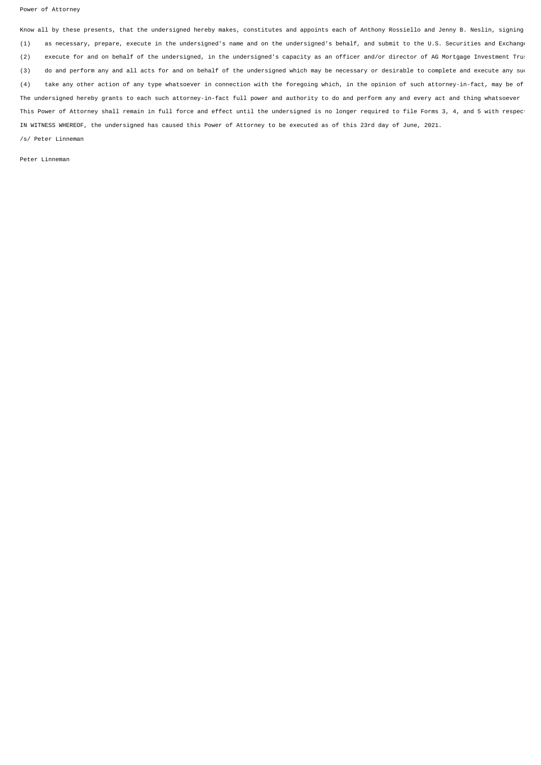Power of Attorney

Know all by these presents, that the undersigned hereby makes, constitutes and appoints each of Anthony Rossiello and Jenny B. Neslin, signing

(1) as necessary, prepare, execute in the undersigned's name and on the undersigned's behalf, and submit to the U.S. Securities and Exchange

(2) execute for and on behalf of the undersigned, in the undersigned's capacity as an officer and/or director of AG Mortgage Investment Tru

(3) do and perform any and all acts for and on behalf of the undersigned which may be necessary or desirable to complete and execute any su

(4) take any other action of any type whatsoever in connection with the foregoing which, in the opinion of such attorney-in-fact, may be of

The undersigned hereby grants to each such attorney-in-fact full power and authority to do and perform any and every act and thing whatsoever

This Power of Attorney shall remain in full force and effect until the undersigned is no longer required to file Forms 3, 4, and 5 with respec

IN WITNESS WHEREOF, the undersigned has caused this Power of Attorney to be executed as of this 23rd day of June, 2021.

/s/ Peter Linneman

Peter Linneman